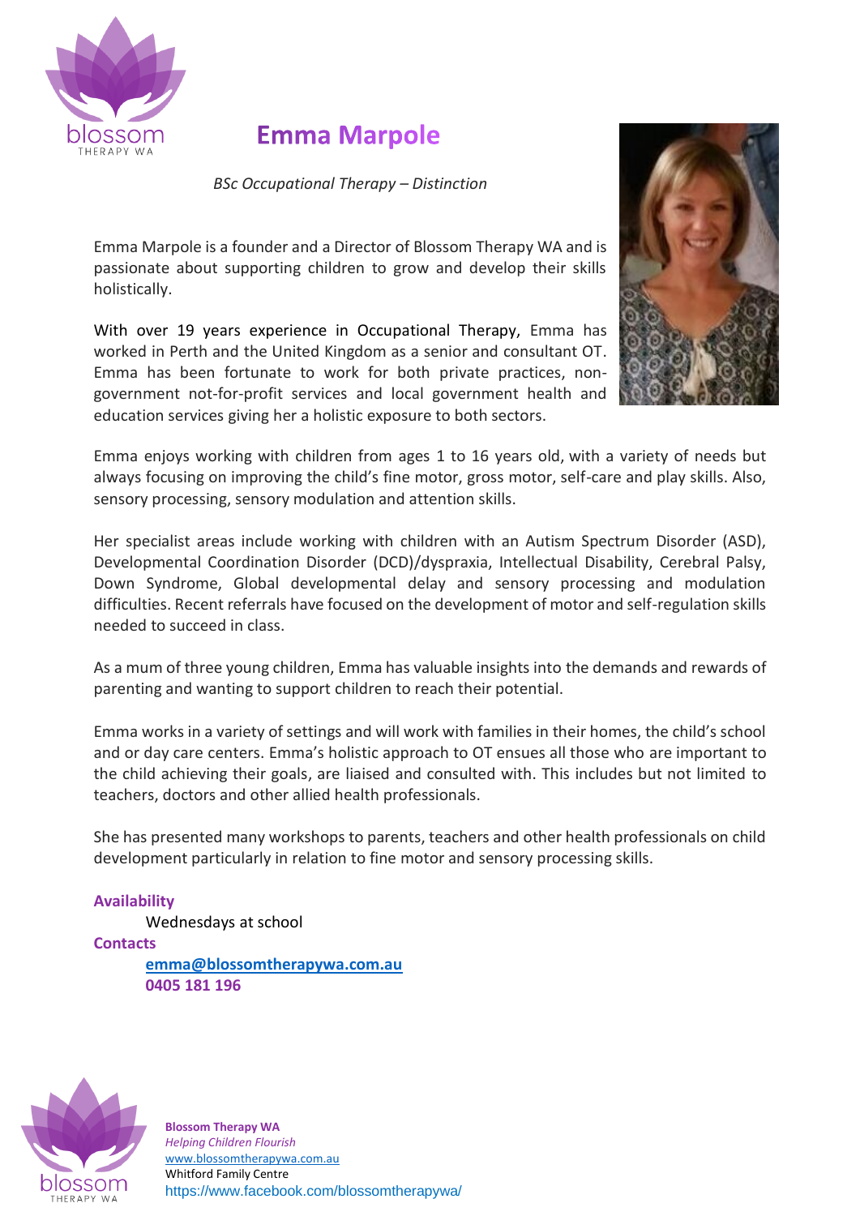# Emma Marpole

*BSc Occupational Therapy – Distinction*

Emma Marpole is a founder and a Director of Blossom Therapy WA and is passionate about supporting children to grow and develop their skills holistically.

With over 19 years experience in Occupational Therapy, Emma has worked in Perth and the United Kingdom as a senior and consultant OT. Emma has been fortunate to work for both private practices, non-government not-for-profit services and local government health and education services giving her a holistic exposure to both sectors.

Emma enjoys working with children from ages 1 to 16 years old, with a variety of needs but always focusing on improving the child's fine motor, gross motor, self-care and play skills. Also, sensory processing, sensory modulation and attention skills.

Her specialist areas include working with children with an Autism Spectrum Disorder (ASD), Developmental Coordination Disorder (DCD)/dyspraxia, Intellectual Disability, Cerebral Palsy, Down Syndrome, Global developmental delay and sensory processing and modulation difficulties. Recent referrals have focused on the development of motor and self-regulation skills needed to succeed in class.

As a mum of three young children, Emma has valuable insights into the demands and rewards of parenting and wanting to support children to reach their potential.

Emma works in a variety of settings and will work with families in their homes, the child's school and or day care centers. Emma's holistic approach to OT ensues all those who are important to the child achieving their goals, are liaised and consulted with. This includes but not limited to teachers, doctors and other allied health professionals.

She has presented many workshops to parents, teachers and other health professionals on child development particularly in relation to fine motor and sensory processing skills.

**Availability**

Wednesdays at school

**Contacts**

**emma@blossomtherapywa.com.au**
**0405 181 196**

**Blossom Therapy WA**
*Helping Children Flourish*
www.blossomtherapywa.com.au
Whitford Family Centre
https://www.facebook.com/blossomtherapywa/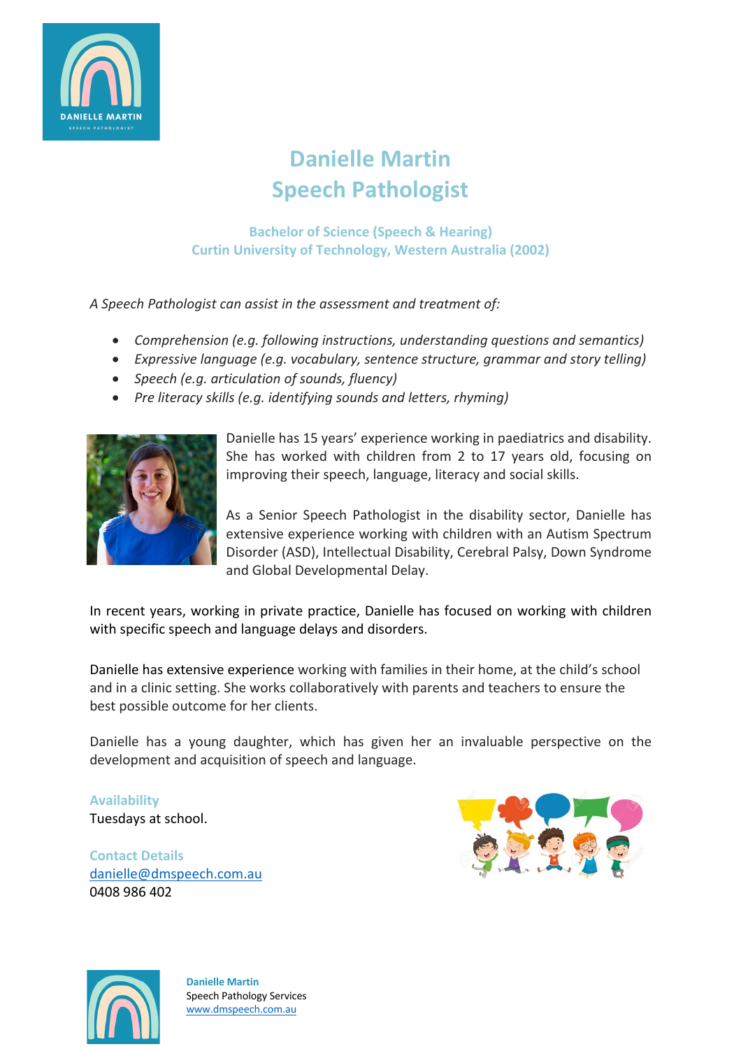# Danielle Martin
# Speech Pathologist

**Bachelor of Science (Speech & Hearing)**
**Curtin University of Technology, Western Australia (2002)**

*A Speech Pathologist can assist in the assessment and treatment of:*

- *Comprehension (e.g. following instructions, understanding questions and semantics)*
- *Expressive language (e.g. vocabulary, sentence structure, grammar and story telling)*
- *Speech (e.g. articulation of sounds, fluency)*
- *Pre literacy skills (e.g. identifying sounds and letters, rhyming)*

Danielle has 15 years' experience working in paediatrics and disability. She has worked with children from 2 to 17 years old, focusing on improving their speech, language, literacy and social skills.

As a Senior Speech Pathologist in the disability sector, Danielle has extensive experience working with children with an Autism Spectrum Disorder (ASD), Intellectual Disability, Cerebral Palsy, Down Syndrome and Global Developmental Delay.

In recent years, working in private practice, Danielle has focused on working with children with specific speech and language delays and disorders.

Danielle has extensive experience working with families in their home, at the child's school and in a clinic setting. She works collaboratively with parents and teachers to ensure the best possible outcome for her clients.

Danielle has a young daughter, which has given her an invaluable perspective on the development and acquisition of speech and language.

**Availability**
Tuesdays at school.

**Contact Details**
danielle@dmspeech.com.au
0408 986 402

**Danielle Martin**
Speech Pathology Services
www.dmspeech.com.au